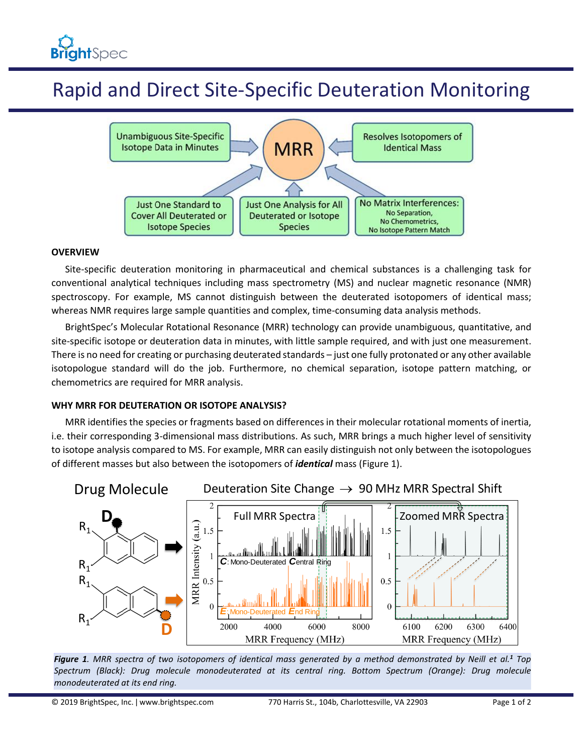# Rapid and Direct Site-Specific Deuteration Monitoring

## OVERVIEW

Site-specific deuteration monitoring in pharmaceutical and chemical substances is a challenging task for conventional analytical techniques including mass spectrometry (MS) and nuclear magnetic resonance (NMR) spectroscopy. For example, MS cannot distinguish between the deuterated isotopomers of identical mass; whereas NMR requires large sample quantities and complex, time-consuming data analysis methods.

BrightSpec's Molecular Rotational Resonance (MRR) technology can provide unambiguous, quantitative, and site-specific isotope or deuteration data in minutes, with little sample required, and with just one measurement. There is no need for creating or purchasing deuterated standards – just one fully protonated or any other available isotopologue standard will do the job. Furthermore, no chemical separation, isotope pattern matching, or chemometrics are required for MRR analysis.

## WHY MRR FOR DEUTERATION OR ISOTOPE ANALYSIS?

MRR identifies the species or fragments based on differences in their molecular rotational moments of inertia, i.e. their corresponding 3-dimensional mass distributions. As such, MRR brings a much higher level of sensitivity to isotope analysis compared to MS. For example, MRR can easily distinguish not only between the isotopologues of different masses but also between the isotopomers of ***identical*** mass (Figure 1).

***Figure 1****. MRR spectra of two isotopomers of identical mass generated by a method demonstrated by Neill et al.[1] Top Spectrum (Black): Drug molecule monodeuterated at its central ring. Bottom Spectrum (Orange): Drug molecule monodeuterated at its end ring.*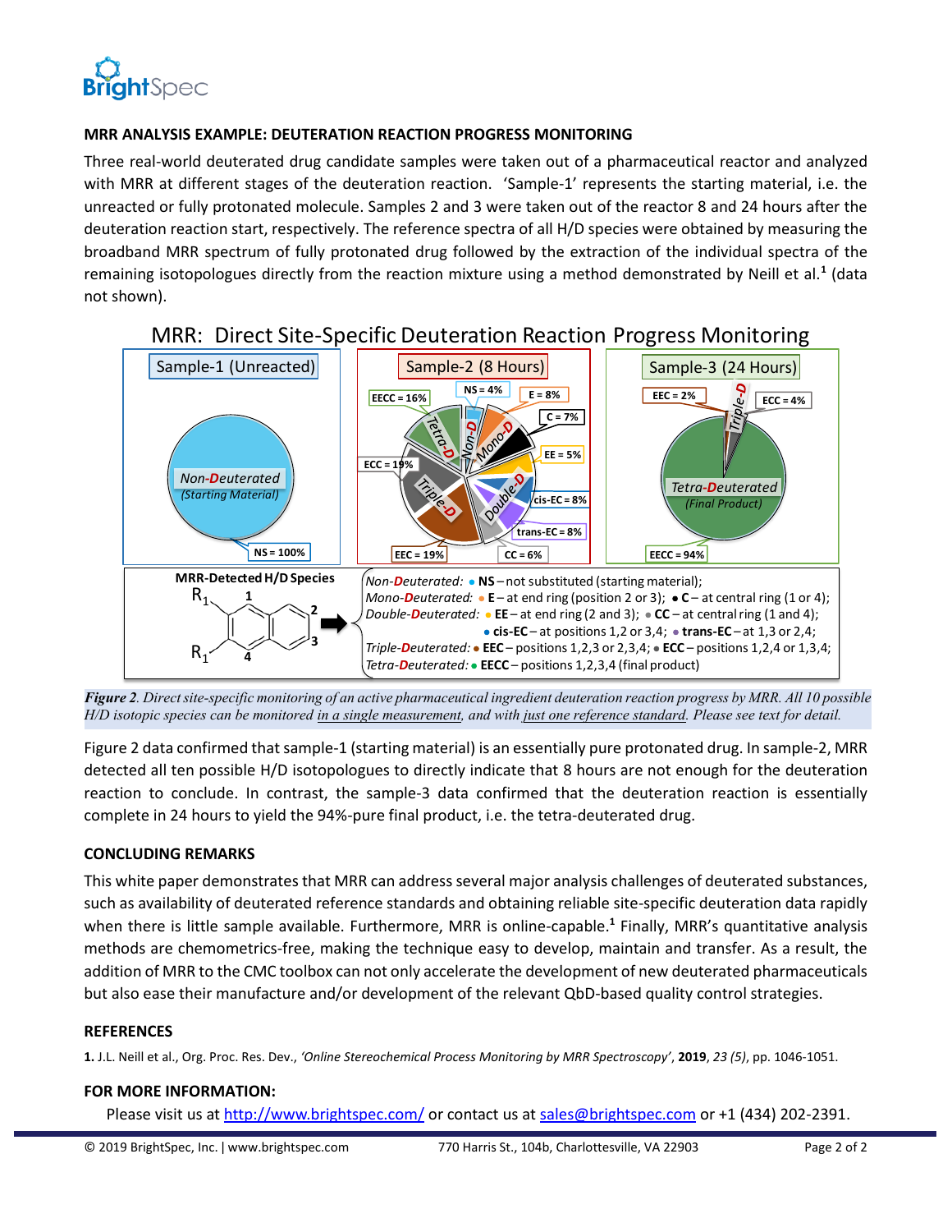## MRR ANALYSIS EXAMPLE: DEUTERATION REACTION PROGRESS MONITORING

Three real-world deuterated drug candidate samples were taken out of a pharmaceutical reactor and analyzed with MRR at different stages of the deuteration reaction. 'Sample-1' represents the starting material, i.e. the unreacted or fully protonated molecule. Samples 2 and 3 were taken out of the reactor 8 and 24 hours after the deuteration reaction start, respectively. The reference spectra of all H/D species were obtained by measuring the broadband MRR spectrum of fully protonated drug followed by the extraction of the individual spectra of the remaining isotopologues directly from the reaction mixture using a method demonstrated by Neill et al.[1] (data not shown).

MRR: Direct Site-Specific Deuteration Reaction Progress Monitoring

Sample-1 (Unreacted)

Non-Deuterated (Starting Material)

NS = 100%

Sample-2 (8 Hours)

NS = 4%
E = 8%
C = 7%
EE = 5%
cis-EC = 8%
trans-EC = 8%
CC = 6%
EEC = 19%
ECC = 19%
EECC = 16%
Non-D
Mono-D
Double-D
Triple-D
Tetra-D

Sample-3 (24 Hours)

EEC = 2%
ECC = 4%
Triple-D
Tetra-Deuterated (Final Product)
EECC = 94%

MRR-Detected H/D Species

R1, 1, 2, 3, 4, R1

*Non-Deuterated:* • **NS** – not substituted (starting material);
*Mono-Deuterated:* • **E** – at end ring (position 2 or 3); • **C** – at central ring (1 or 4);
*Double-Deuterated:* • **EE** – at end ring (2 and 3); • **CC** – at central ring (1 and 4);
• **cis-EC** – at positions 1,2 or 3,4; • **trans-EC** – at 1,3 or 2,4;
*Triple-Deuterated:* • **EEC** – positions 1,2,3 or 2,3,4; • **ECC** – positions 1,2,4 or 1,3,4;
*Tetra-Deuterated:* • **EECC** – positions 1,2,3,4 (final product)

***Figure 2***. *Direct site-specific monitoring of an active pharmaceutical ingredient deuteration reaction progress by MRR. All 10 possible H/D isotopic species can be monitored in a single measurement, and with just one reference standard. Please see text for detail.*

Figure 2 data confirmed that sample-1 (starting material) is an essentially pure protonated drug. In sample-2, MRR detected all ten possible H/D isotopologues to directly indicate that 8 hours are not enough for the deuteration reaction to conclude. In contrast, the sample-3 data confirmed that the deuteration reaction is essentially complete in 24 hours to yield the 94%-pure final product, i.e. the tetra-deuterated drug.

## CONCLUDING REMARKS

This white paper demonstrates that MRR can address several major analysis challenges of deuterated substances, such as availability of deuterated reference standards and obtaining reliable site-specific deuteration data rapidly when there is little sample available. Furthermore, MRR is online-capable.[1] Finally, MRR's quantitative analysis methods are chemometrics-free, making the technique easy to develop, maintain and transfer. As a result, the addition of MRR to the CMC toolbox can not only accelerate the development of new deuterated pharmaceuticals but also ease their manufacture and/or development of the relevant QbD-based quality control strategies.

## REFERENCES

**1.** J.L. Neill et al., Org. Proc. Res. Dev., *'Online Stereochemical Process Monitoring by MRR Spectroscopy'*, **2019**, *23 (5)*, pp. 1046-1051.

## FOR MORE INFORMATION:

Please visit us at http://www.brightspec.com/ or contact us at sales@brightspec.com or +1 (434) 202-2391.